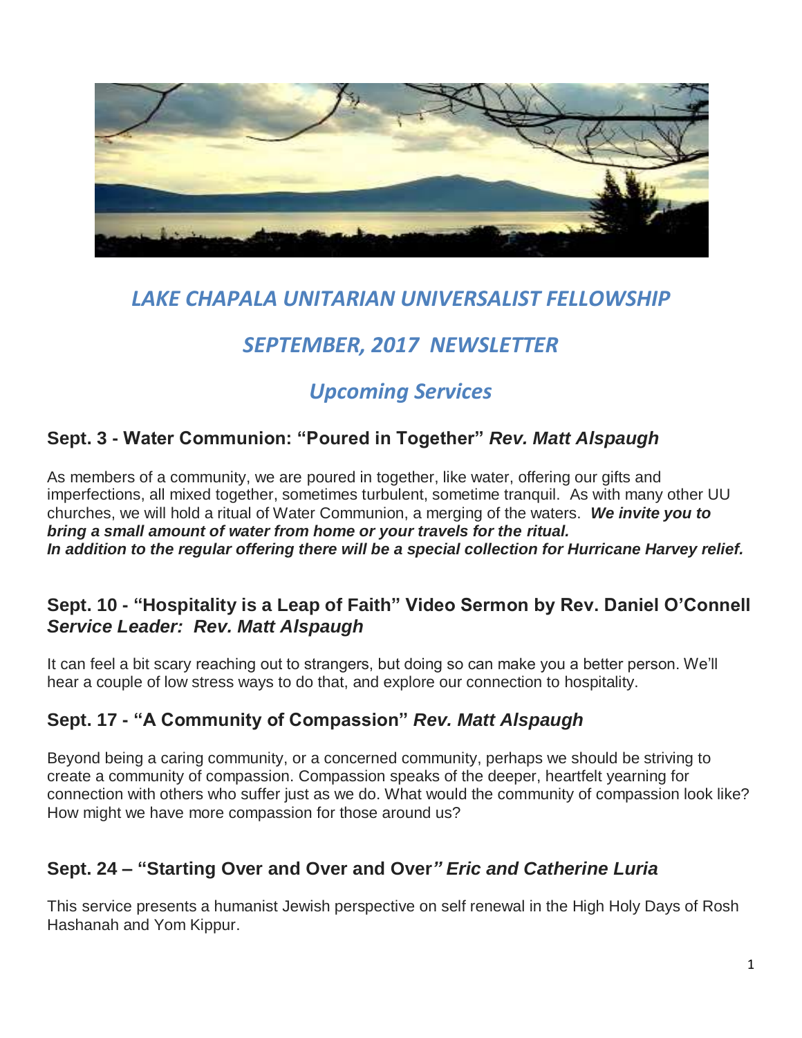# *LAKE CHAPALA UNITARIAN UNIVERSALIST FELLOWSHIP*

## *SEPTEMBER, 2017 NEWSLETTER*

## *Upcoming Services*

### Sept. 3 - Water Communion: "Poured in Together" *Rev. Matt Alspaugh*

As members of a community, we are poured in together, like water, offering our gifts and imperfections, all mixed together, sometimes turbulent, sometime tranquil. As with many other UU churches, we will hold a ritual of Water Communion, a merging of the waters. ***We invite you to bring a small amount of water from home or your travels for the ritual.***
***In addition to the regular offering there will be a special collection for Hurricane Harvey relief.***

### Sept. 10 - "Hospitality is a Leap of Faith" Video Sermon by Rev. Daniel O'Connell *Service Leader: Rev. Matt Alspaugh*

It can feel a bit scary reaching out to strangers, but doing so can make you a better person. We'll hear a couple of low stress ways to do that, and explore our connection to hospitality.

### Sept. 17 - "A Community of Compassion" *Rev. Matt Alspaugh*

Beyond being a caring community, or a concerned community, perhaps we should be striving to create a community of compassion. Compassion speaks of the deeper, heartfelt yearning for connection with others who suffer just as we do. What would the community of compassion look like? How might we have more compassion for those around us?

### Sept. 24 – "Starting Over and Over and Over*" Eric and Catherine Luria*

This service presents a humanist Jewish perspective on self renewal in the High Holy Days of Rosh Hashanah and Yom Kippur.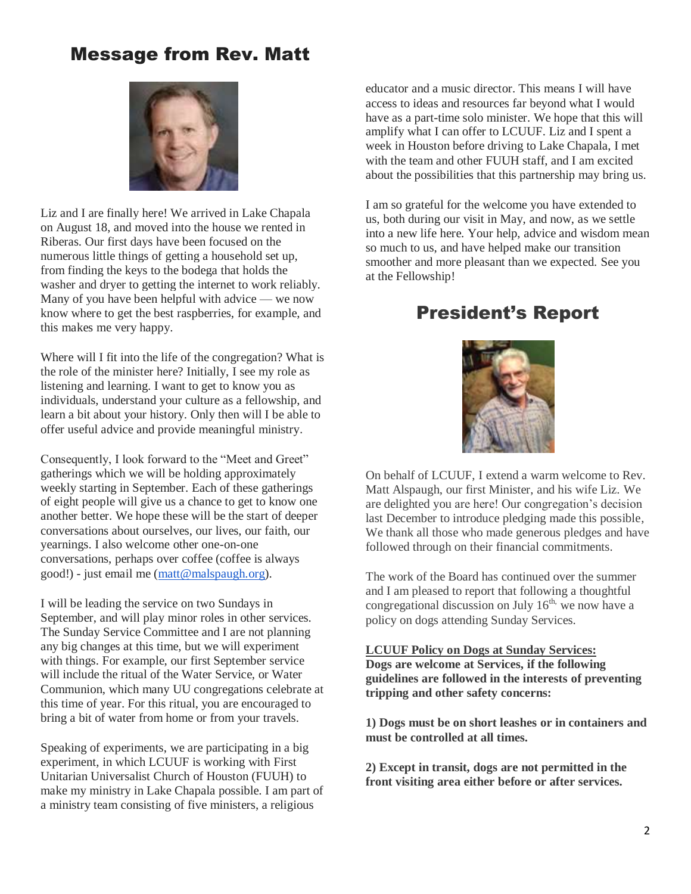## Message from Rev. Matt

Liz and I are finally here! We arrived in Lake Chapala on August 18, and moved into the house we rented in Riberas. Our first days have been focused on the numerous little things of getting a household set up, from finding the keys to the bodega that holds the washer and dryer to getting the internet to work reliably. Many of you have been helpful with advice — we now know where to get the best raspberries, for example, and this makes me very happy.

Where will I fit into the life of the congregation? What is the role of the minister here? Initially, I see my role as listening and learning. I want to get to know you as individuals, understand your culture as a fellowship, and learn a bit about your history. Only then will I be able to offer useful advice and provide meaningful ministry.

Consequently, I look forward to the "Meet and Greet" gatherings which we will be holding approximately weekly starting in September. Each of these gatherings of eight people will give us a chance to get to know one another better. We hope these will be the start of deeper conversations about ourselves, our lives, our faith, our yearnings. I also welcome other one-on-one conversations, perhaps over coffee (coffee is always good!) - just email me (matt@malspaugh.org).

I will be leading the service on two Sundays in September, and will play minor roles in other services. The Sunday Service Committee and I are not planning any big changes at this time, but we will experiment with things. For example, our first September service will include the ritual of the Water Service, or Water Communion, which many UU congregations celebrate at this time of year. For this ritual, you are encouraged to bring a bit of water from home or from your travels.

Speaking of experiments, we are participating in a big experiment, in which LCUUF is working with First Unitarian Universalist Church of Houston (FUUH) to make my ministry in Lake Chapala possible. I am part of a ministry team consisting of five ministers, a religious educator and a music director. This means I will have access to ideas and resources far beyond what I would have as a part-time solo minister. We hope that this will amplify what I can offer to LCUUF. Liz and I spent a week in Houston before driving to Lake Chapala, I met with the team and other FUUH staff, and I am excited about the possibilities that this partnership may bring us.

I am so grateful for the welcome you have extended to us, both during our visit in May, and now, as we settle into a new life here. Your help, advice and wisdom mean so much to us, and have helped make our transition smoother and more pleasant than we expected. See you at the Fellowship!

## President's Report

On behalf of LCUUF, I extend a warm welcome to Rev. Matt Alspaugh, our first Minister, and his wife Liz. We are delighted you are here! Our congregation's decision last December to introduce pledging made this possible, We thank all those who made generous pledges and have followed through on their financial commitments.

The work of the Board has continued over the summer and I am pleased to report that following a thoughtful congregational discussion on July 16th, we now have a policy on dogs attending Sunday Services.

**LCUUF Policy on Dogs at Sunday Services:**
**Dogs are welcome at Services, if the following guidelines are followed in the interests of preventing tripping and other safety concerns:**

**1) Dogs must be on short leashes or in containers and must be controlled at all times.**

**2) Except in transit, dogs are not permitted in the front visiting area either before or after services.**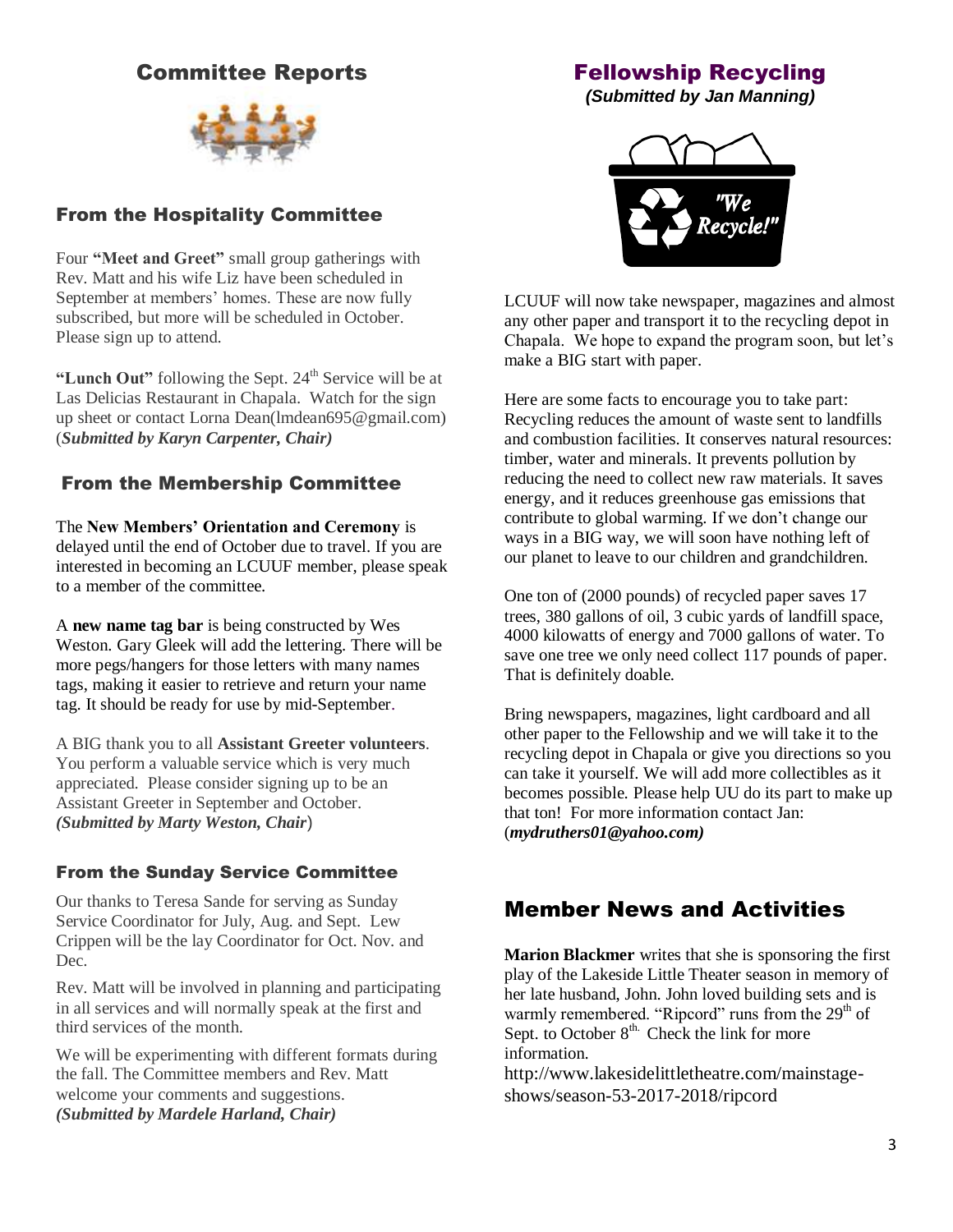# Committee Reports

## From the Hospitality Committee

Four **"Meet and Greet"** small group gatherings with Rev. Matt and his wife Liz have been scheduled in September at members' homes. These are now fully subscribed, but more will be scheduled in October. Please sign up to attend.

**"Lunch Out"** following the Sept. 24th Service will be at Las Delicias Restaurant in Chapala. Watch for the sign up sheet or contact Lorna Dean(lmdean695@gmail.com) (***Submitted by Karyn Carpenter, Chair)***

## From the Membership Committee

The **New Members' Orientation and Ceremony** is delayed until the end of October due to travel. If you are interested in becoming an LCUUF member, please speak to a member of the committee.

A **new name tag bar** is being constructed by Wes Weston. Gary Gleek will add the lettering. There will be more pegs/hangers for those letters with many names tags, making it easier to retrieve and return your name tag. It should be ready for use by mid-September.

A BIG thank you to all **Assistant Greeter volunteers**. You perform a valuable service which is very much appreciated. Please consider signing up to be an Assistant Greeter in September and October. ***(Submitted by Marty Weston, Chair***)

## From the Sunday Service Committee

Our thanks to Teresa Sande for serving as Sunday Service Coordinator for July, Aug. and Sept. Lew Crippen will be the lay Coordinator for Oct. Nov. and Dec.

Rev. Matt will be involved in planning and participating in all services and will normally speak at the first and third services of the month.

We will be experimenting with different formats during the fall. The Committee members and Rev. Matt welcome your comments and suggestions. ***(Submitted by Mardele Harland, Chair)***

# Fellowship Recycling

***(Submitted by Jan Manning)***

LCUUF will now take newspaper, magazines and almost any other paper and transport it to the recycling depot in Chapala. We hope to expand the program soon, but let's make a BIG start with paper.

Here are some facts to encourage you to take part: Recycling reduces the amount of waste sent to landfills and combustion facilities. It conserves natural resources: timber, water and minerals. It prevents pollution by reducing the need to collect new raw materials. It saves energy, and it reduces greenhouse gas emissions that contribute to global warming. If we don't change our ways in a BIG way, we will soon have nothing left of our planet to leave to our children and grandchildren.

One ton of (2000 pounds) of recycled paper saves 17 trees, 380 gallons of oil, 3 cubic yards of landfill space, 4000 kilowatts of energy and 7000 gallons of water. To save one tree we only need collect 117 pounds of paper. That is definitely doable.

Bring newspapers, magazines, light cardboard and all other paper to the Fellowship and we will take it to the recycling depot in Chapala or give you directions so you can take it yourself. We will add more collectibles as it becomes possible. Please help UU do its part to make up that ton! For more information contact Jan: (***mydruthers01@yahoo.com)***

# Member News and Activities

**Marion Blackmer** writes that she is sponsoring the first play of the Lakeside Little Theater season in memory of her late husband, John. John loved building sets and is warmly remembered. "Ripcord" runs from the 29th of Sept. to October 8th. Check the link for more information.
http://www.lakesidelittletheatre.com/mainstage-shows/season-53-2017-2018/ripcord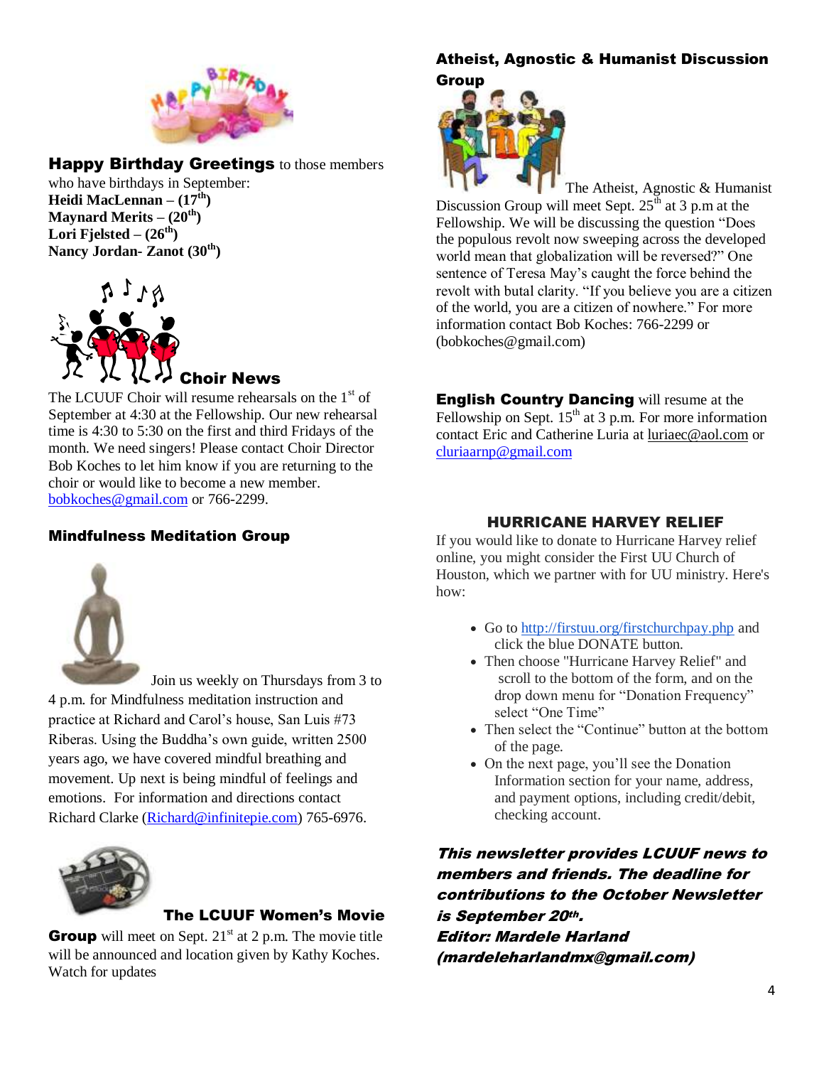**Happy Birthday Greetings** to those members who have birthdays in September:

**Heidi MacLennan – (17th)**
**Maynard Merits – (20th)**
**Lori Fjelsted – (26th)**
**Nancy Jordan- Zanot (30th)**

## Choir News

The LCUUF Choir will resume rehearsals on the 1st of September at 4:30 at the Fellowship. Our new rehearsal time is 4:30 to 5:30 on the first and third Fridays of the month. We need singers! Please contact Choir Director Bob Koches to let him know if you are returning to the choir or would like to become a new member. bobkoches@gmail.com or 766-2299.

## Mindfulness Meditation Group

Join us weekly on Thursdays from 3 to 4 p.m. for Mindfulness meditation instruction and practice at Richard and Carol's house, San Luis #73 Riberas. Using the Buddha's own guide, written 2500 years ago, we have covered mindful breathing and movement. Up next is being mindful of feelings and emotions. For information and directions contact Richard Clarke (Richard@infinitepie.com) 765-6976.

**The LCUUF Women's Movie Group** will meet on Sept. 21st at 2 p.m. The movie title will be announced and location given by Kathy Koches. Watch for updates

## Atheist, Agnostic & Humanist Discussion Group

The Atheist, Agnostic & Humanist Discussion Group will meet Sept. 25th at 3 p.m at the Fellowship. We will be discussing the question "Does the populous revolt now sweeping across the developed world mean that globalization will be reversed?" One sentence of Teresa May's caught the force behind the revolt with butal clarity. "If you believe you are a citizen of the world, you are a citizen of nowhere." For more information contact Bob Koches: 766-2299 or (bobkoches@gmail.com)

**English Country Dancing** will resume at the Fellowship on Sept. 15th at 3 p.m. For more information contact Eric and Catherine Luria at luriaec@aol.com or cluriaarnp@gmail.com

## HURRICANE HARVEY RELIEF

If you would like to donate to Hurricane Harvey relief online, you might consider the First UU Church of Houston, which we partner with for UU ministry. Here's how:

- Go to http://firstuu.org/firstchurchpay.php and click the blue DONATE button.
- Then choose "Hurricane Harvey Relief" and scroll to the bottom of the form, and on the drop down menu for "Donation Frequency" select "One Time"
- Then select the "Continue" button at the bottom of the page.
- On the next page, you'll see the Donation Information section for your name, address, and payment options, including credit/debit, checking account.

***This newsletter provides LCUUF news to members and friends. The deadline for contributions to the October Newsletter is September 20th.***
***Editor: Mardele Harland (mardeleharlandmx@gmail.com)***